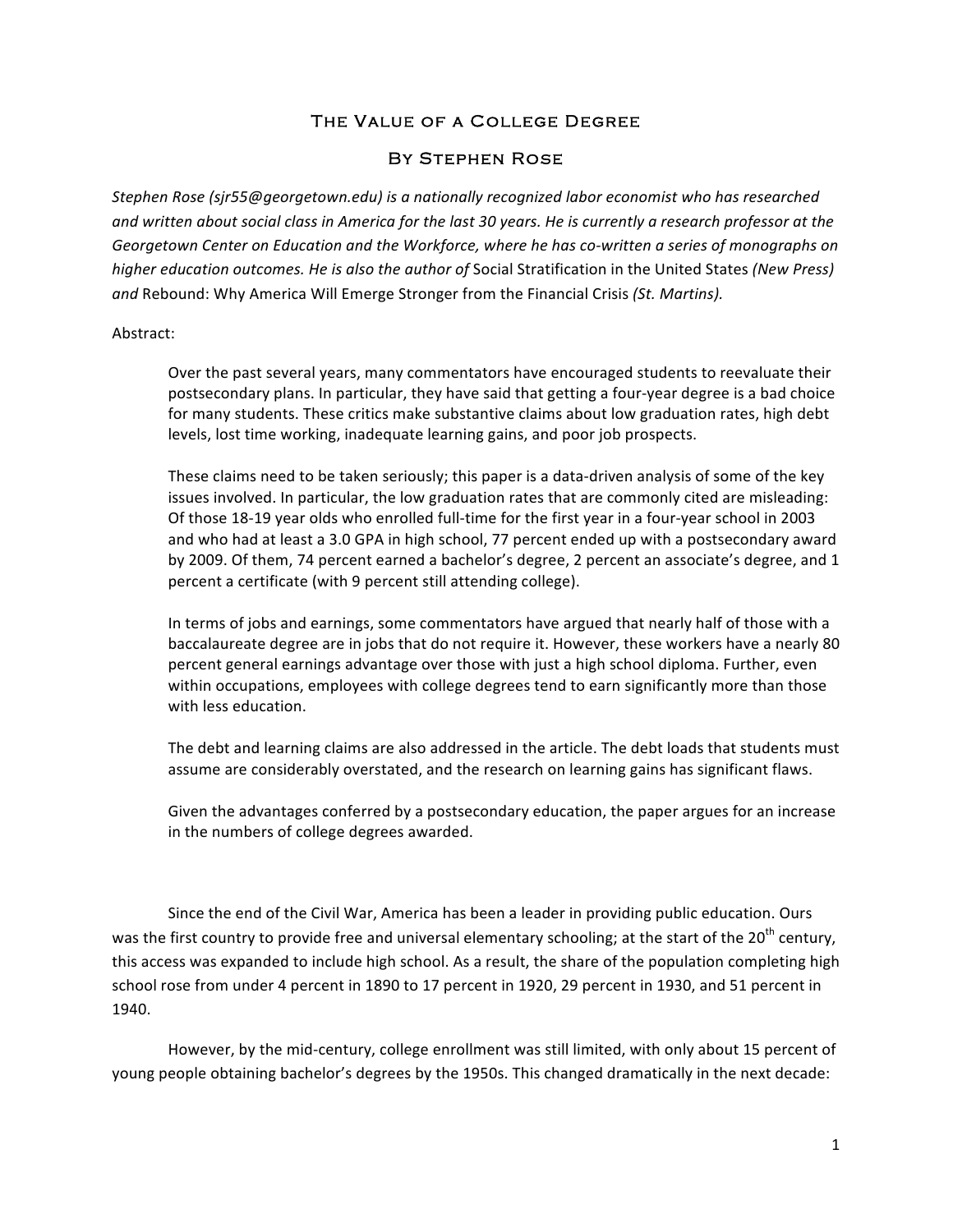# The Value of a College Degree

## By Stephen Rose

*Stephen Rose (sjr55@georgetown.edu) is a nationally recognized labor economist who has researched and written about social class in America for the last 30 years. He is currently a research professor at the Georgetown Center on Education and the Workforce, where he has co-written a series of monographs on higher education outcomes. He is also the author of* Social Stratification in the United States *(New Press) and* Rebound: Why America Will Emerge Stronger from the Financial Crisis *(St. Martins).*

Abstract:

> Over the past several years, many commentators have encouraged students to reevaluate their postsecondary plans. In particular, they have said that getting a four-year degree is a bad choice for many students. These critics make substantive claims about low graduation rates, high debt levels, lost time working, inadequate learning gains, and poor job prospects.
>
> These claims need to be taken seriously; this paper is a data-driven analysis of some of the key issues involved. In particular, the low graduation rates that are commonly cited are misleading: Of those 18-19 year olds who enrolled full-time for the first year in a four-year school in 2003 and who had at least a 3.0 GPA in high school, 77 percent ended up with a postsecondary award by 2009. Of them, 74 percent earned a bachelor's degree, 2 percent an associate's degree, and 1 percent a certificate (with 9 percent still attending college).
>
> In terms of jobs and earnings, some commentators have argued that nearly half of those with a baccalaureate degree are in jobs that do not require it. However, these workers have a nearly 80 percent general earnings advantage over those with just a high school diploma. Further, even within occupations, employees with college degrees tend to earn significantly more than those with less education.
>
> The debt and learning claims are also addressed in the article. The debt loads that students must assume are considerably overstated, and the research on learning gains has significant flaws.
>
> Given the advantages conferred by a postsecondary education, the paper argues for an increase in the numbers of college degrees awarded.

Since the end of the Civil War, America has been a leader in providing public education. Ours was the first country to provide free and universal elementary schooling; at the start of the 20th century, this access was expanded to include high school. As a result, the share of the population completing high school rose from under 4 percent in 1890 to 17 percent in 1920, 29 percent in 1930, and 51 percent in 1940.

However, by the mid-century, college enrollment was still limited, with only about 15 percent of young people obtaining bachelor's degrees by the 1950s. This changed dramatically in the next decade: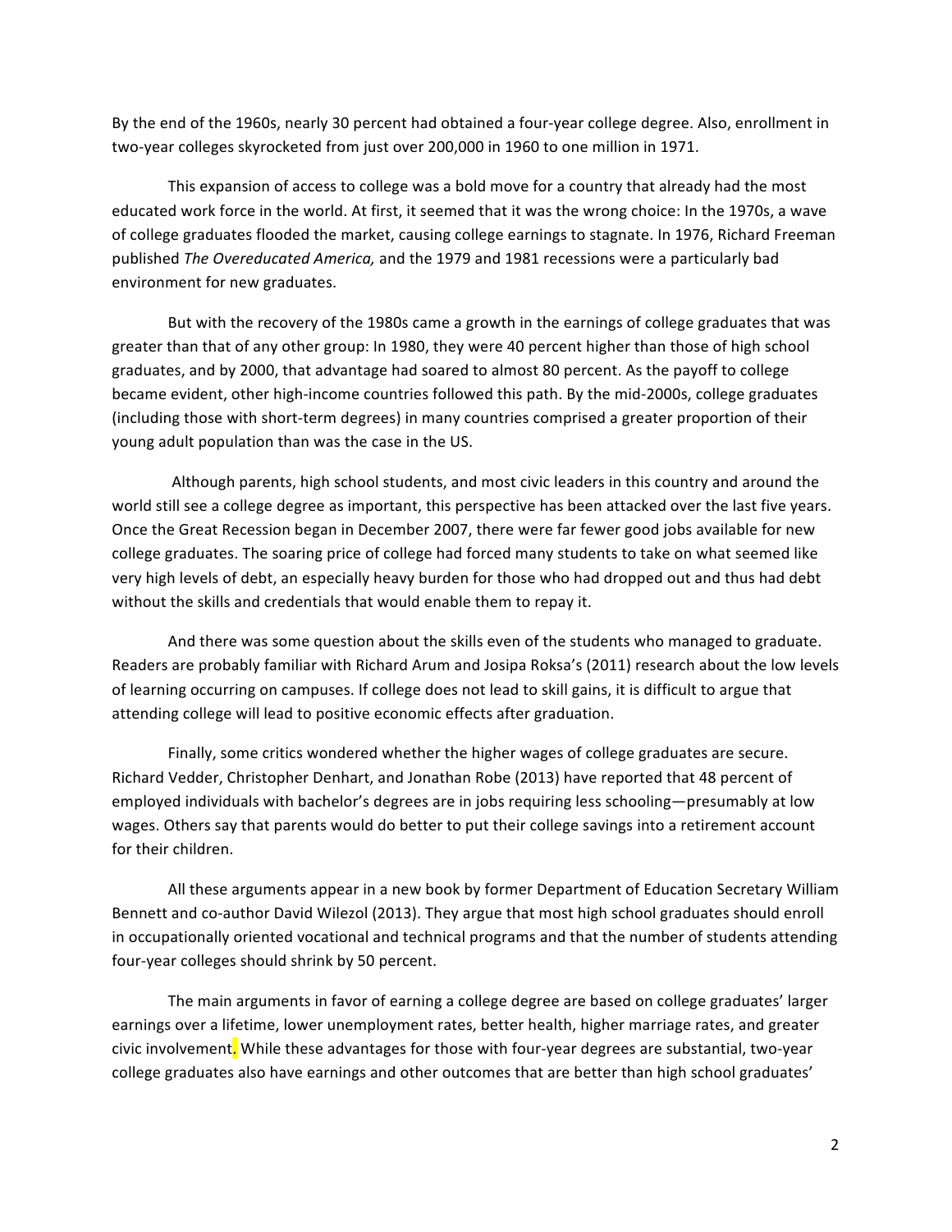By the end of the 1960s, nearly 30 percent had obtained a four-year college degree. Also, enrollment in two-year colleges skyrocketed from just over 200,000 in 1960 to one million in 1971.

This expansion of access to college was a bold move for a country that already had the most educated work force in the world. At first, it seemed that it was the wrong choice: In the 1970s, a wave of college graduates flooded the market, causing college earnings to stagnate. In 1976, Richard Freeman published *The Overeducated America,* and the 1979 and 1981 recessions were a particularly bad environment for new graduates.

But with the recovery of the 1980s came a growth in the earnings of college graduates that was greater than that of any other group: In 1980, they were 40 percent higher than those of high school graduates, and by 2000, that advantage had soared to almost 80 percent. As the payoff to college became evident, other high-income countries followed this path. By the mid-2000s, college graduates (including those with short-term degrees) in many countries comprised a greater proportion of their young adult population than was the case in the US.

Although parents, high school students, and most civic leaders in this country and around the world still see a college degree as important, this perspective has been attacked over the last five years. Once the Great Recession began in December 2007, there were far fewer good jobs available for new college graduates. The soaring price of college had forced many students to take on what seemed like very high levels of debt, an especially heavy burden for those who had dropped out and thus had debt without the skills and credentials that would enable them to repay it.

And there was some question about the skills even of the students who managed to graduate. Readers are probably familiar with Richard Arum and Josipa Roksa's (2011) research about the low levels of learning occurring on campuses. If college does not lead to skill gains, it is difficult to argue that attending college will lead to positive economic effects after graduation.

Finally, some critics wondered whether the higher wages of college graduates are secure. Richard Vedder, Christopher Denhart, and Jonathan Robe (2013) have reported that 48 percent of employed individuals with bachelor's degrees are in jobs requiring less schooling—presumably at low wages. Others say that parents would do better to put their college savings into a retirement account for their children.

All these arguments appear in a new book by former Department of Education Secretary William Bennett and co-author David Wilezol (2013). They argue that most high school graduates should enroll in occupationally oriented vocational and technical programs and that the number of students attending four-year colleges should shrink by 50 percent.

The main arguments in favor of earning a college degree are based on college graduates' larger earnings over a lifetime, lower unemployment rates, better health, higher marriage rates, and greater civic involvement. While these advantages for those with four-year degrees are substantial, two-year college graduates also have earnings and other outcomes that are better than high school graduates'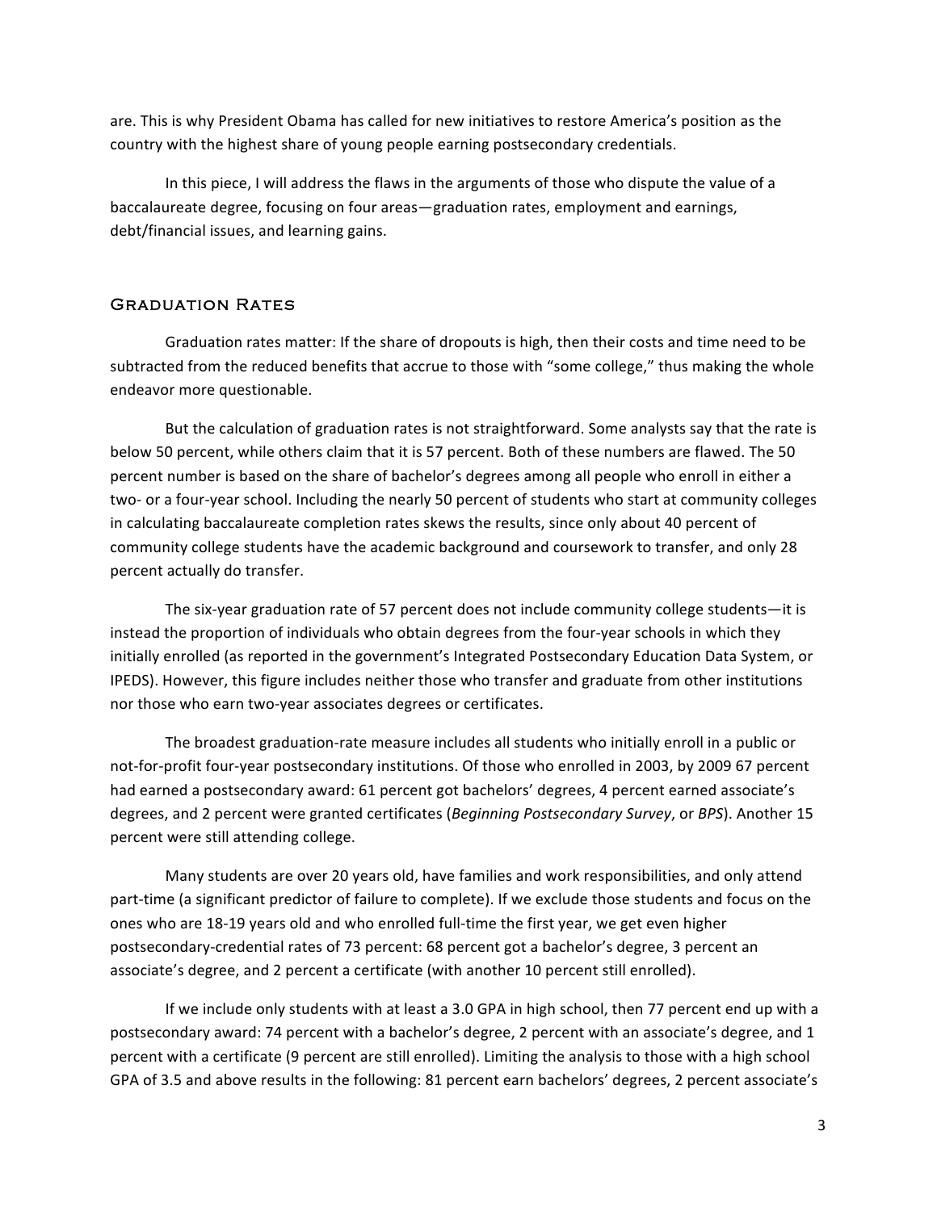are. This is why President Obama has called for new initiatives to restore America's position as the country with the highest share of young people earning postsecondary credentials.

In this piece, I will address the flaws in the arguments of those who dispute the value of a baccalaureate degree, focusing on four areas—graduation rates, employment and earnings, debt/financial issues, and learning gains.

## Graduation Rates

Graduation rates matter: If the share of dropouts is high, then their costs and time need to be subtracted from the reduced benefits that accrue to those with "some college," thus making the whole endeavor more questionable.

But the calculation of graduation rates is not straightforward. Some analysts say that the rate is below 50 percent, while others claim that it is 57 percent. Both of these numbers are flawed. The 50 percent number is based on the share of bachelor's degrees among all people who enroll in either a two- or a four-year school. Including the nearly 50 percent of students who start at community colleges in calculating baccalaureate completion rates skews the results, since only about 40 percent of community college students have the academic background and coursework to transfer, and only 28 percent actually do transfer.

The six-year graduation rate of 57 percent does not include community college students—it is instead the proportion of individuals who obtain degrees from the four-year schools in which they initially enrolled (as reported in the government's Integrated Postsecondary Education Data System, or IPEDS). However, this figure includes neither those who transfer and graduate from other institutions nor those who earn two-year associates degrees or certificates.

The broadest graduation-rate measure includes all students who initially enroll in a public or not-for-profit four-year postsecondary institutions. Of those who enrolled in 2003, by 2009 67 percent had earned a postsecondary award: 61 percent got bachelors' degrees, 4 percent earned associate's degrees, and 2 percent were granted certificates (*Beginning Postsecondary Survey*, or *BPS*). Another 15 percent were still attending college.

Many students are over 20 years old, have families and work responsibilities, and only attend part-time (a significant predictor of failure to complete). If we exclude those students and focus on the ones who are 18-19 years old and who enrolled full-time the first year, we get even higher postsecondary-credential rates of 73 percent: 68 percent got a bachelor's degree, 3 percent an associate's degree, and 2 percent a certificate (with another 10 percent still enrolled).

If we include only students with at least a 3.0 GPA in high school, then 77 percent end up with a postsecondary award: 74 percent with a bachelor's degree, 2 percent with an associate's degree, and 1 percent with a certificate (9 percent are still enrolled). Limiting the analysis to those with a high school GPA of 3.5 and above results in the following: 81 percent earn bachelors' degrees, 2 percent associate's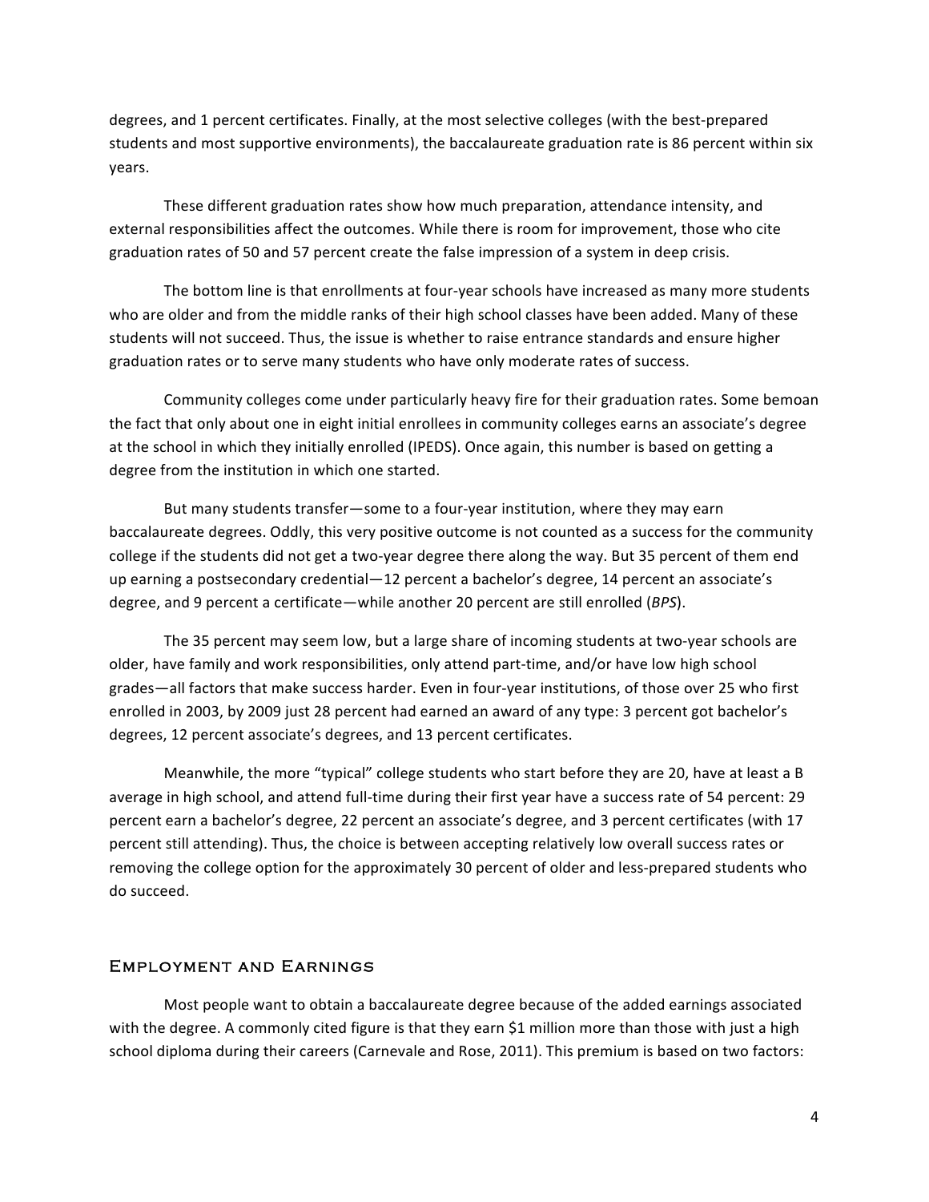degrees, and 1 percent certificates. Finally, at the most selective colleges (with the best-prepared students and most supportive environments), the baccalaureate graduation rate is 86 percent within six years.

These different graduation rates show how much preparation, attendance intensity, and external responsibilities affect the outcomes. While there is room for improvement, those who cite graduation rates of 50 and 57 percent create the false impression of a system in deep crisis.

The bottom line is that enrollments at four-year schools have increased as many more students who are older and from the middle ranks of their high school classes have been added. Many of these students will not succeed. Thus, the issue is whether to raise entrance standards and ensure higher graduation rates or to serve many students who have only moderate rates of success.

Community colleges come under particularly heavy fire for their graduation rates. Some bemoan the fact that only about one in eight initial enrollees in community colleges earns an associate's degree at the school in which they initially enrolled (IPEDS). Once again, this number is based on getting a degree from the institution in which one started.

But many students transfer—some to a four-year institution, where they may earn baccalaureate degrees. Oddly, this very positive outcome is not counted as a success for the community college if the students did not get a two-year degree there along the way. But 35 percent of them end up earning a postsecondary credential—12 percent a bachelor's degree, 14 percent an associate's degree, and 9 percent a certificate—while another 20 percent are still enrolled (*BPS*).

The 35 percent may seem low, but a large share of incoming students at two-year schools are older, have family and work responsibilities, only attend part-time, and/or have low high school grades—all factors that make success harder. Even in four-year institutions, of those over 25 who first enrolled in 2003, by 2009 just 28 percent had earned an award of any type: 3 percent got bachelor's degrees, 12 percent associate's degrees, and 13 percent certificates.

Meanwhile, the more "typical" college students who start before they are 20, have at least a B average in high school, and attend full-time during their first year have a success rate of 54 percent: 29 percent earn a bachelor's degree, 22 percent an associate's degree, and 3 percent certificates (with 17 percent still attending). Thus, the choice is between accepting relatively low overall success rates or removing the college option for the approximately 30 percent of older and less-prepared students who do succeed.

## Employment and Earnings

Most people want to obtain a baccalaureate degree because of the added earnings associated with the degree. A commonly cited figure is that they earn $1 million more than those with just a high school diploma during their careers (Carnevale and Rose, 2011). This premium is based on two factors: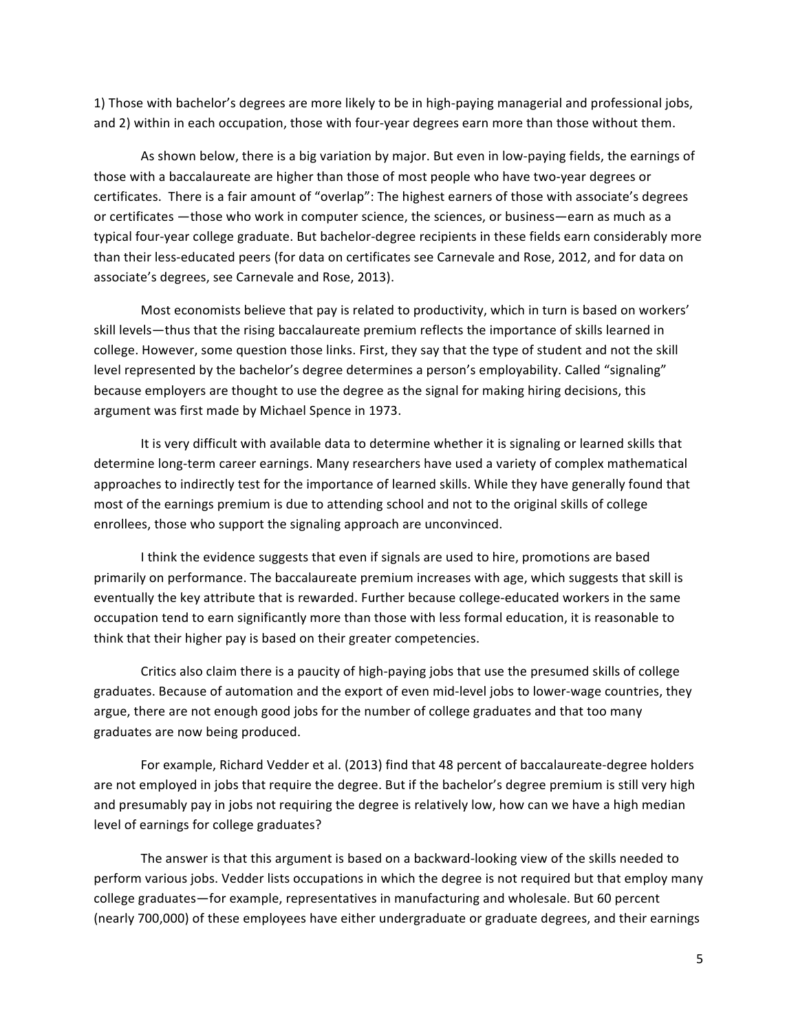1) Those with bachelor's degrees are more likely to be in high-paying managerial and professional jobs, and 2) within in each occupation, those with four-year degrees earn more than those without them.

As shown below, there is a big variation by major. But even in low-paying fields, the earnings of those with a baccalaureate are higher than those of most people who have two-year degrees or certificates. There is a fair amount of "overlap": The highest earners of those with associate's degrees or certificates —those who work in computer science, the sciences, or business—earn as much as a typical four-year college graduate. But bachelor-degree recipients in these fields earn considerably more than their less-educated peers (for data on certificates see Carnevale and Rose, 2012, and for data on associate's degrees, see Carnevale and Rose, 2013).

Most economists believe that pay is related to productivity, which in turn is based on workers' skill levels—thus that the rising baccalaureate premium reflects the importance of skills learned in college. However, some question those links. First, they say that the type of student and not the skill level represented by the bachelor's degree determines a person's employability. Called "signaling" because employers are thought to use the degree as the signal for making hiring decisions, this argument was first made by Michael Spence in 1973.

It is very difficult with available data to determine whether it is signaling or learned skills that determine long-term career earnings. Many researchers have used a variety of complex mathematical approaches to indirectly test for the importance of learned skills. While they have generally found that most of the earnings premium is due to attending school and not to the original skills of college enrollees, those who support the signaling approach are unconvinced.

I think the evidence suggests that even if signals are used to hire, promotions are based primarily on performance. The baccalaureate premium increases with age, which suggests that skill is eventually the key attribute that is rewarded. Further because college-educated workers in the same occupation tend to earn significantly more than those with less formal education, it is reasonable to think that their higher pay is based on their greater competencies.

Critics also claim there is a paucity of high-paying jobs that use the presumed skills of college graduates. Because of automation and the export of even mid-level jobs to lower-wage countries, they argue, there are not enough good jobs for the number of college graduates and that too many graduates are now being produced.

For example, Richard Vedder et al. (2013) find that 48 percent of baccalaureate-degree holders are not employed in jobs that require the degree. But if the bachelor's degree premium is still very high and presumably pay in jobs not requiring the degree is relatively low, how can we have a high median level of earnings for college graduates?

The answer is that this argument is based on a backward-looking view of the skills needed to perform various jobs. Vedder lists occupations in which the degree is not required but that employ many college graduates—for example, representatives in manufacturing and wholesale. But 60 percent (nearly 700,000) of these employees have either undergraduate or graduate degrees, and their earnings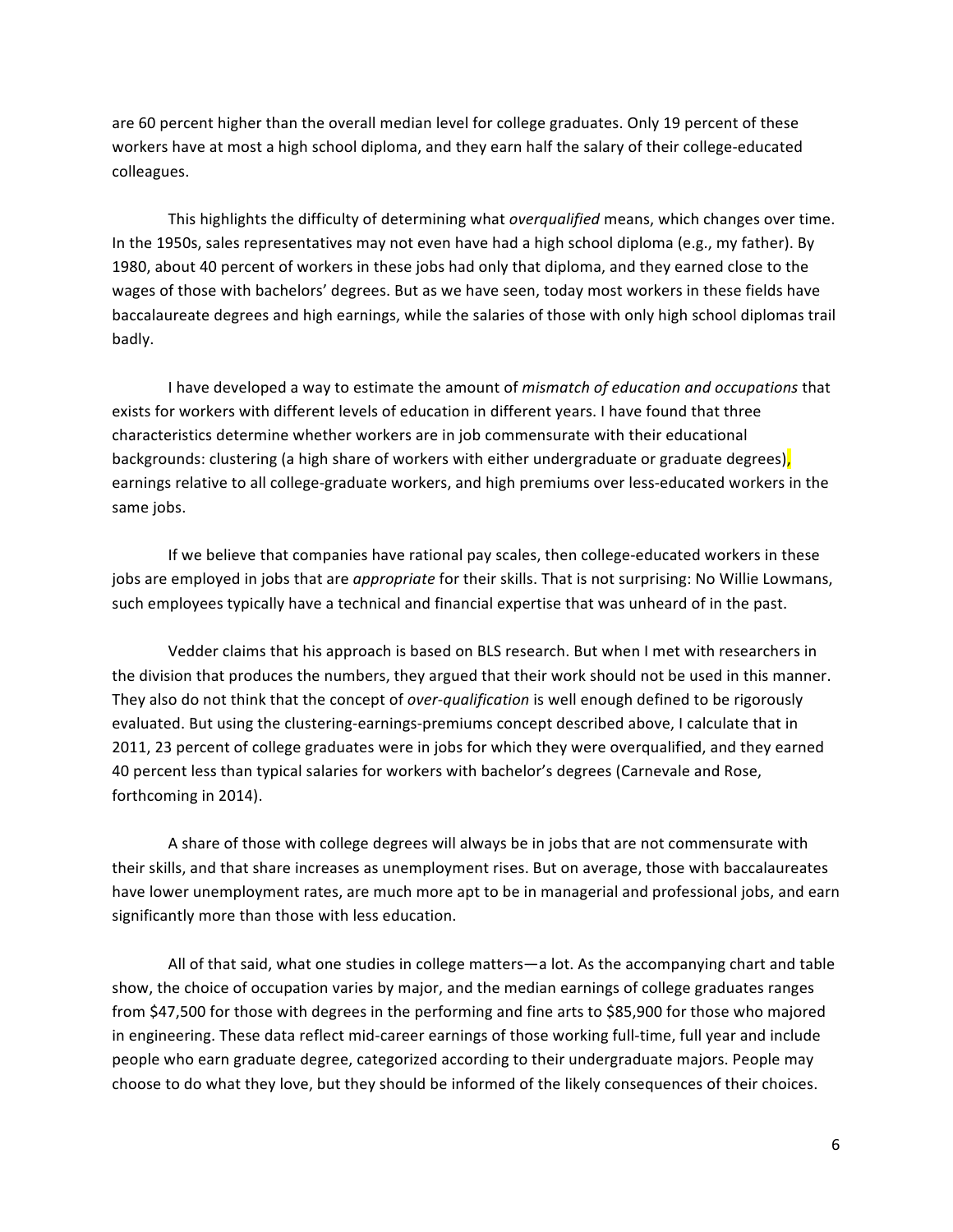are 60 percent higher than the overall median level for college graduates. Only 19 percent of these workers have at most a high school diploma, and they earn half the salary of their college-educated colleagues.

This highlights the difficulty of determining what *overqualified* means, which changes over time. In the 1950s, sales representatives may not even have had a high school diploma (e.g., my father). By 1980, about 40 percent of workers in these jobs had only that diploma, and they earned close to the wages of those with bachelors' degrees. But as we have seen, today most workers in these fields have baccalaureate degrees and high earnings, while the salaries of those with only high school diplomas trail badly.

I have developed a way to estimate the amount of *mismatch of education and occupations* that exists for workers with different levels of education in different years. I have found that three characteristics determine whether workers are in job commensurate with their educational backgrounds: clustering (a high share of workers with either undergraduate or graduate degrees), earnings relative to all college-graduate workers, and high premiums over less-educated workers in the same jobs.

If we believe that companies have rational pay scales, then college-educated workers in these jobs are employed in jobs that are *appropriate* for their skills. That is not surprising: No Willie Lowmans, such employees typically have a technical and financial expertise that was unheard of in the past.

Vedder claims that his approach is based on BLS research. But when I met with researchers in the division that produces the numbers, they argued that their work should not be used in this manner. They also do not think that the concept of *over-qualification* is well enough defined to be rigorously evaluated. But using the clustering-earnings-premiums concept described above, I calculate that in 2011, 23 percent of college graduates were in jobs for which they were overqualified, and they earned 40 percent less than typical salaries for workers with bachelor's degrees (Carnevale and Rose, forthcoming in 2014).

A share of those with college degrees will always be in jobs that are not commensurate with their skills, and that share increases as unemployment rises. But on average, those with baccalaureates have lower unemployment rates, are much more apt to be in managerial and professional jobs, and earn significantly more than those with less education.

All of that said, what one studies in college matters—a lot. As the accompanying chart and table show, the choice of occupation varies by major, and the median earnings of college graduates ranges from $47,500 for those with degrees in the performing and fine arts to $85,900 for those who majored in engineering. These data reflect mid-career earnings of those working full-time, full year and include people who earn graduate degree, categorized according to their undergraduate majors. People may choose to do what they love, but they should be informed of the likely consequences of their choices.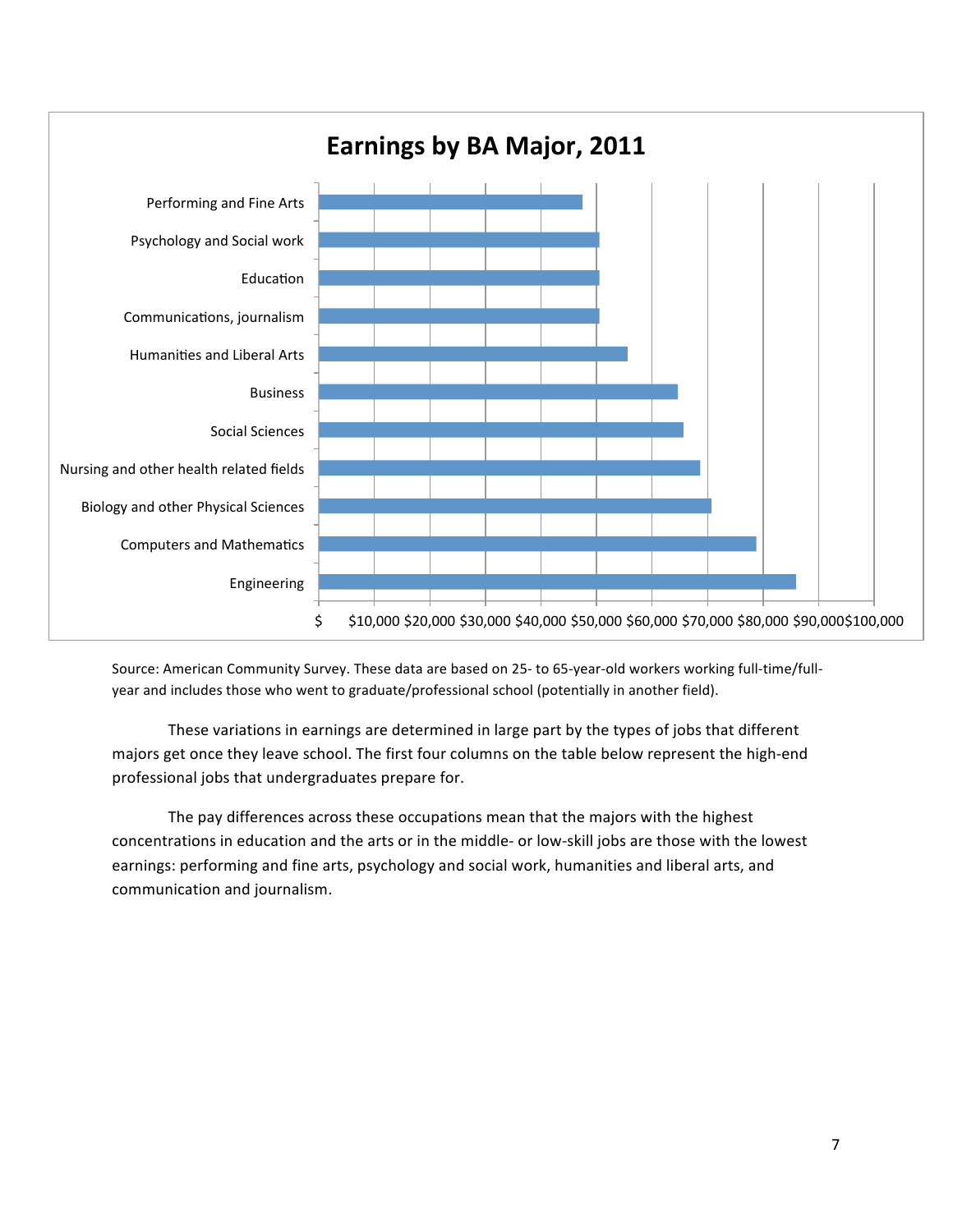Earnings by BA Major, 2011

Performing and Fine Arts
Psychology and Social work
Education
Communications, journalism
Humanities and Liberal Arts
Business
Social Sciences
Nursing and other health related fields
Biology and other Physical Sciences
Computers and Mathematics
Engineering

$ $10,000 $20,000 $30,000 $40,000 $50,000 $60,000 $70,000 $80,000 $90,000 $100,000

Source: American Community Survey. These data are based on 25- to 65-year-old workers working full-time/full-year and includes those who went to graduate/professional school (potentially in another field).

These variations in earnings are determined in large part by the types of jobs that different majors get once they leave school. The first four columns on the table below represent the high-end professional jobs that undergraduates prepare for.

The pay differences across these occupations mean that the majors with the highest concentrations in education and the arts or in the middle- or low-skill jobs are those with the lowest earnings: performing and fine arts, psychology and social work, humanities and liberal arts, and communication and journalism.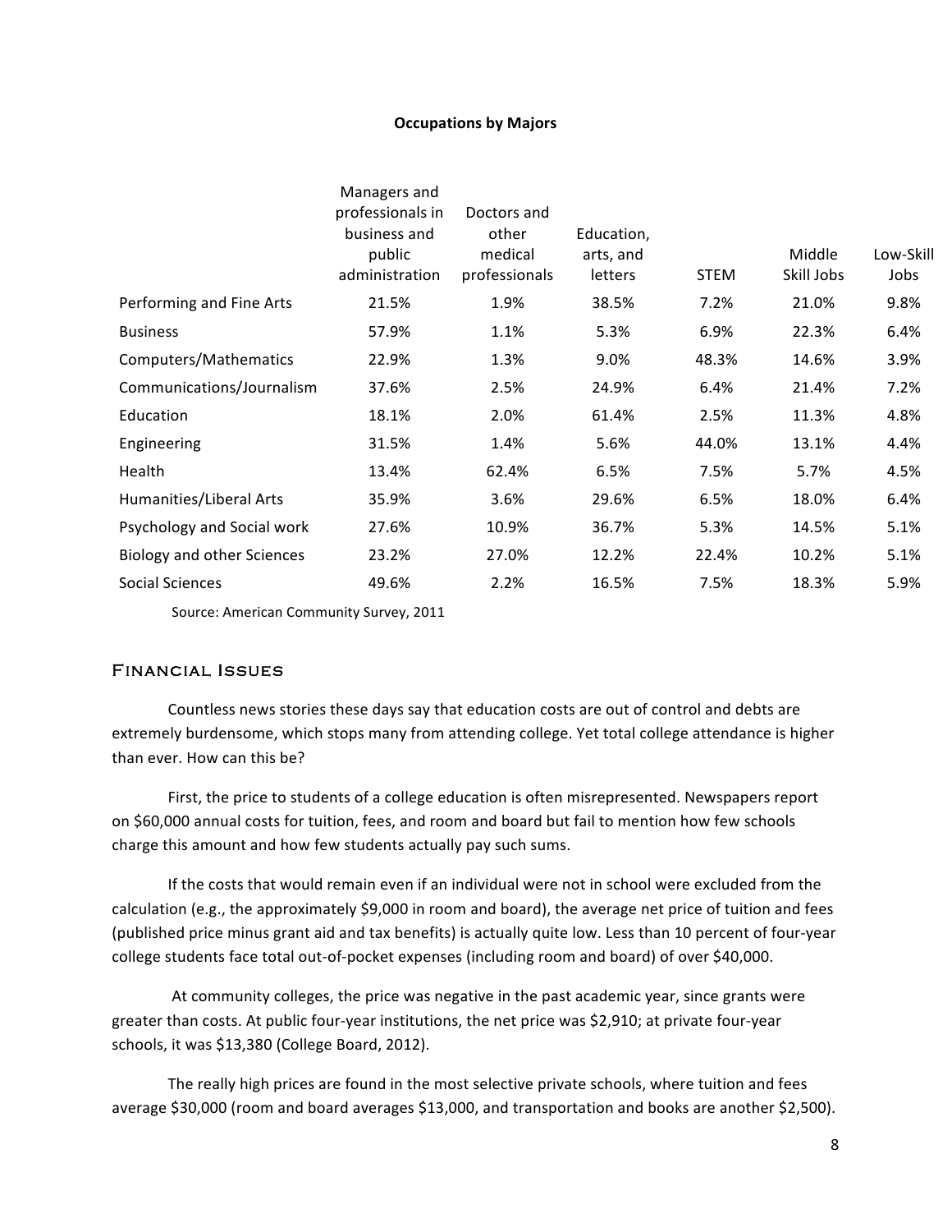**Occupations by Majors**

| | Managers and professionals in business and public administration | Doctors and other medical professionals | Education, arts, and letters | STEM | Middle Skill Jobs | Low-Skill Jobs |
|---|---|---|---|---|---|---|
| Performing and Fine Arts | 21.5% | 1.9% | 38.5% | 7.2% | 21.0% | 9.8% |
| Business | 57.9% | 1.1% | 5.3% | 6.9% | 22.3% | 6.4% |
| Computers/Mathematics | 22.9% | 1.3% | 9.0% | 48.3% | 14.6% | 3.9% |
| Communications/Journalism | 37.6% | 2.5% | 24.9% | 6.4% | 21.4% | 7.2% |
| Education | 18.1% | 2.0% | 61.4% | 2.5% | 11.3% | 4.8% |
| Engineering | 31.5% | 1.4% | 5.6% | 44.0% | 13.1% | 4.4% |
| Health | 13.4% | 62.4% | 6.5% | 7.5% | 5.7% | 4.5% |
| Humanities/Liberal Arts | 35.9% | 3.6% | 29.6% | 6.5% | 18.0% | 6.4% |
| Psychology and Social work | 27.6% | 10.9% | 36.7% | 5.3% | 14.5% | 5.1% |
| Biology and other Sciences | 23.2% | 27.0% | 12.2% | 22.4% | 10.2% | 5.1% |
| Social Sciences | 49.6% | 2.2% | 16.5% | 7.5% | 18.3% | 5.9% |

Source: American Community Survey, 2011

## Financial Issues

Countless news stories these days say that education costs are out of control and debts are extremely burdensome, which stops many from attending college. Yet total college attendance is higher than ever. How can this be?

First, the price to students of a college education is often misrepresented. Newspapers report on $60,000 annual costs for tuition, fees, and room and board but fail to mention how few schools charge this amount and how few students actually pay such sums.

If the costs that would remain even if an individual were not in school were excluded from the calculation (e.g., the approximately $9,000 in room and board), the average net price of tuition and fees (published price minus grant aid and tax benefits) is actually quite low. Less than 10 percent of four-year college students face total out-of-pocket expenses (including room and board) of over $40,000.

At community colleges, the price was negative in the past academic year, since grants were greater than costs. At public four-year institutions, the net price was $2,910; at private four-year schools, it was $13,380 (College Board, 2012).

The really high prices are found in the most selective private schools, where tuition and fees average $30,000 (room and board averages $13,000, and transportation and books are another $2,500).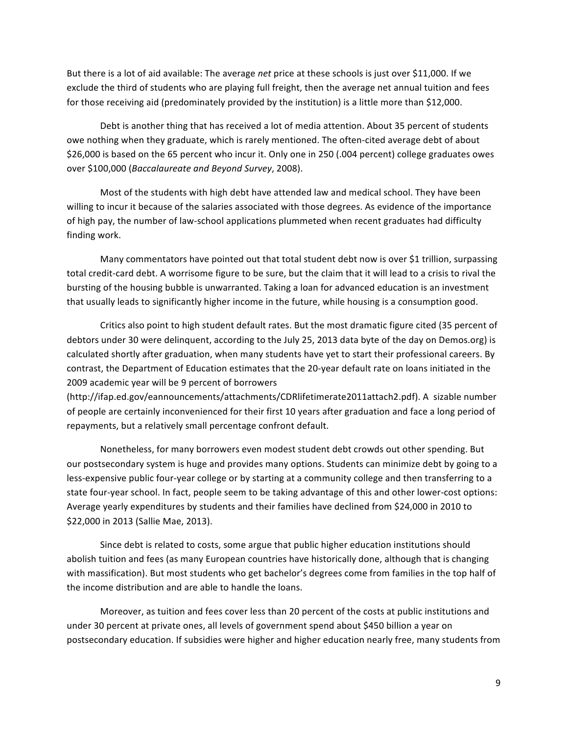But there is a lot of aid available: The average *net* price at these schools is just over $11,000. If we exclude the third of students who are playing full freight, then the average net annual tuition and fees for those receiving aid (predominately provided by the institution) is a little more than $12,000.

Debt is another thing that has received a lot of media attention. About 35 percent of students owe nothing when they graduate, which is rarely mentioned. The often-cited average debt of about $26,000 is based on the 65 percent who incur it. Only one in 250 (.004 percent) college graduates owes over $100,000 (*Baccalaureate and Beyond Survey*, 2008).

Most of the students with high debt have attended law and medical school. They have been willing to incur it because of the salaries associated with those degrees. As evidence of the importance of high pay, the number of law-school applications plummeted when recent graduates had difficulty finding work.

Many commentators have pointed out that total student debt now is over $1 trillion, surpassing total credit-card debt. A worrisome figure to be sure, but the claim that it will lead to a crisis to rival the bursting of the housing bubble is unwarranted. Taking a loan for advanced education is an investment that usually leads to significantly higher income in the future, while housing is a consumption good.

Critics also point to high student default rates. But the most dramatic figure cited (35 percent of debtors under 30 were delinquent, according to the July 25, 2013 data byte of the day on Demos.org) is calculated shortly after graduation, when many students have yet to start their professional careers. By contrast, the Department of Education estimates that the 20-year default rate on loans initiated in the 2009 academic year will be 9 percent of borrowers (http://ifap.ed.gov/eannouncements/attachments/CDRlifetimerate2011attach2.pdf). A sizable number of people are certainly inconvenienced for their first 10 years after graduation and face a long period of repayments, but a relatively small percentage confront default.

Nonetheless, for many borrowers even modest student debt crowds out other spending. But our postsecondary system is huge and provides many options. Students can minimize debt by going to a less-expensive public four-year college or by starting at a community college and then transferring to a state four-year school. In fact, people seem to be taking advantage of this and other lower-cost options: Average yearly expenditures by students and their families have declined from $24,000 in 2010 to $22,000 in 2013 (Sallie Mae, 2013).

Since debt is related to costs, some argue that public higher education institutions should abolish tuition and fees (as many European countries have historically done, although that is changing with massification). But most students who get bachelor's degrees come from families in the top half of the income distribution and are able to handle the loans.

Moreover, as tuition and fees cover less than 20 percent of the costs at public institutions and under 30 percent at private ones, all levels of government spend about $450 billion a year on postsecondary education. If subsidies were higher and higher education nearly free, many students from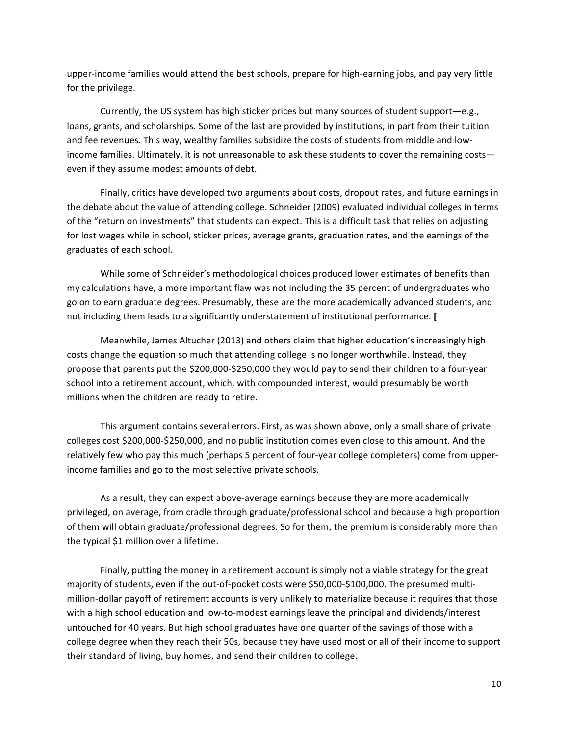upper-income families would attend the best schools, prepare for high-earning jobs, and pay very little for the privilege.

Currently, the US system has high sticker prices but many sources of student support—e.g., loans, grants, and scholarships. Some of the last are provided by institutions, in part from their tuition and fee revenues. This way, wealthy families subsidize the costs of students from middle and low-income families. Ultimately, it is not unreasonable to ask these students to cover the remaining costs—even if they assume modest amounts of debt.

Finally, critics have developed two arguments about costs, dropout rates, and future earnings in the debate about the value of attending college. Schneider (2009) evaluated individual colleges in terms of the "return on investments" that students can expect. This is a difficult task that relies on adjusting for lost wages while in school, sticker prices, average grants, graduation rates, and the earnings of the graduates of each school.

While some of Schneider's methodological choices produced lower estimates of benefits than my calculations have, a more important flaw was not including the 35 percent of undergraduates who go on to earn graduate degrees. Presumably, these are the more academically advanced students, and not including them leads to a significantly understatement of institutional performance. **[**

Meanwhile, James Altucher (2013) and others claim that higher education's increasingly high costs change the equation so much that attending college is no longer worthwhile. Instead, they propose that parents put the $200,000-$250,000 they would pay to send their children to a four-year school into a retirement account, which, with compounded interest, would presumably be worth millions when the children are ready to retire.

This argument contains several errors. First, as was shown above, only a small share of private colleges cost $200,000-$250,000, and no public institution comes even close to this amount. And the relatively few who pay this much (perhaps 5 percent of four-year college completers) come from upper-income families and go to the most selective private schools.

As a result, they can expect above-average earnings because they are more academically privileged, on average, from cradle through graduate/professional school and because a high proportion of them will obtain graduate/professional degrees. So for them, the premium is considerably more than the typical $1 million over a lifetime.

Finally, putting the money in a retirement account is simply not a viable strategy for the great majority of students, even if the out-of-pocket costs were $50,000-$100,000. The presumed multi-million-dollar payoff of retirement accounts is very unlikely to materialize because it requires that those with a high school education and low-to-modest earnings leave the principal and dividends/interest untouched for 40 years. But high school graduates have one quarter of the savings of those with a college degree when they reach their 50s, because they have used most or all of their income to support their standard of living, buy homes, and send their children to college.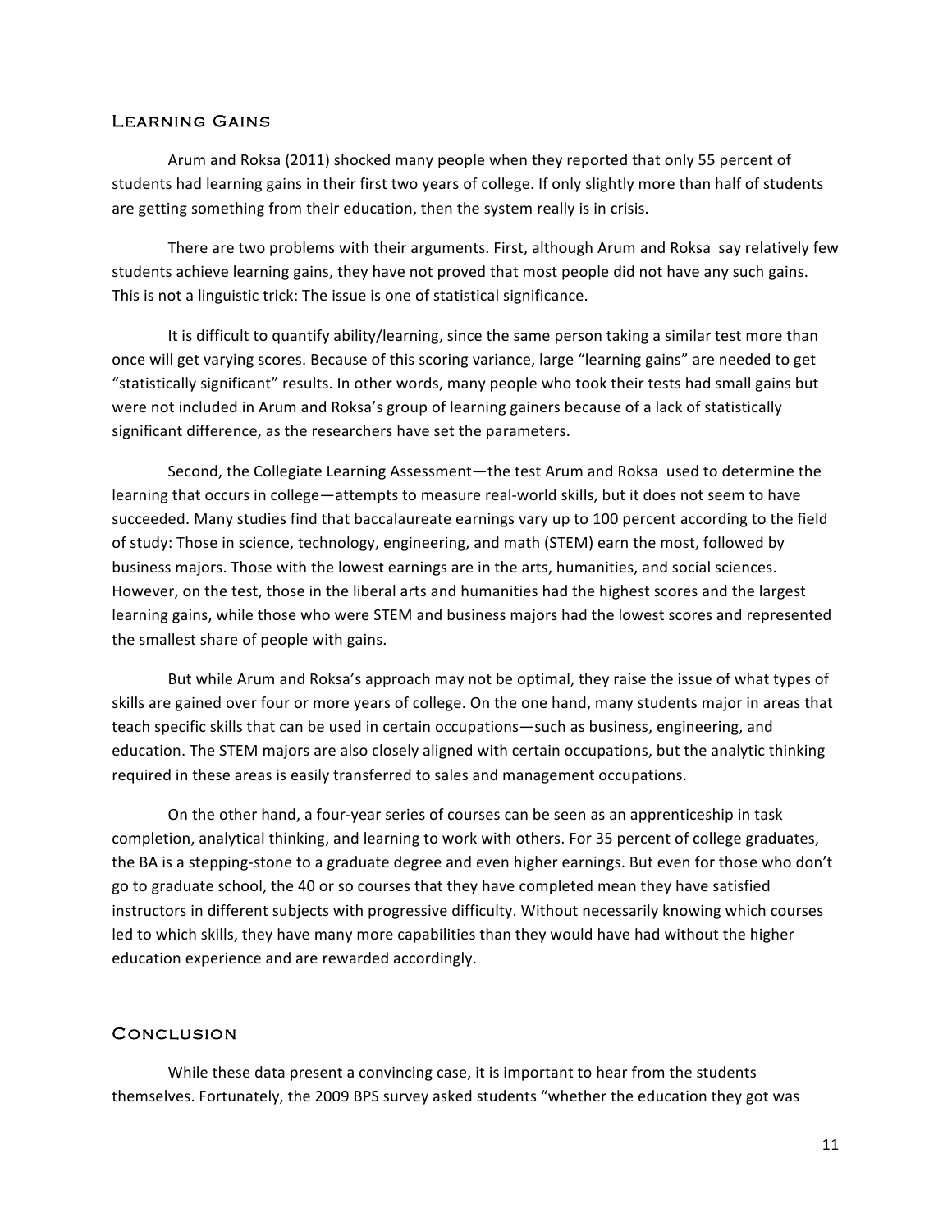## Learning Gains

Arum and Roksa (2011) shocked many people when they reported that only 55 percent of students had learning gains in their first two years of college. If only slightly more than half of students are getting something from their education, then the system really is in crisis.

There are two problems with their arguments. First, although Arum and Roksa say relatively few students achieve learning gains, they have not proved that most people did not have any such gains. This is not a linguistic trick: The issue is one of statistical significance.

It is difficult to quantify ability/learning, since the same person taking a similar test more than once will get varying scores. Because of this scoring variance, large "learning gains" are needed to get "statistically significant" results. In other words, many people who took their tests had small gains but were not included in Arum and Roksa's group of learning gainers because of a lack of statistically significant difference, as the researchers have set the parameters.

Second, the Collegiate Learning Assessment—the test Arum and Roksa used to determine the learning that occurs in college—attempts to measure real-world skills, but it does not seem to have succeeded. Many studies find that baccalaureate earnings vary up to 100 percent according to the field of study: Those in science, technology, engineering, and math (STEM) earn the most, followed by business majors. Those with the lowest earnings are in the arts, humanities, and social sciences. However, on the test, those in the liberal arts and humanities had the highest scores and the largest learning gains, while those who were STEM and business majors had the lowest scores and represented the smallest share of people with gains.

But while Arum and Roksa's approach may not be optimal, they raise the issue of what types of skills are gained over four or more years of college. On the one hand, many students major in areas that teach specific skills that can be used in certain occupations—such as business, engineering, and education. The STEM majors are also closely aligned with certain occupations, but the analytic thinking required in these areas is easily transferred to sales and management occupations.

On the other hand, a four-year series of courses can be seen as an apprenticeship in task completion, analytical thinking, and learning to work with others. For 35 percent of college graduates, the BA is a stepping-stone to a graduate degree and even higher earnings. But even for those who don't go to graduate school, the 40 or so courses that they have completed mean they have satisfied instructors in different subjects with progressive difficulty. Without necessarily knowing which courses led to which skills, they have many more capabilities than they would have had without the higher education experience and are rewarded accordingly.

## Conclusion

While these data present a convincing case, it is important to hear from the students themselves. Fortunately, the 2009 BPS survey asked students "whether the education they got was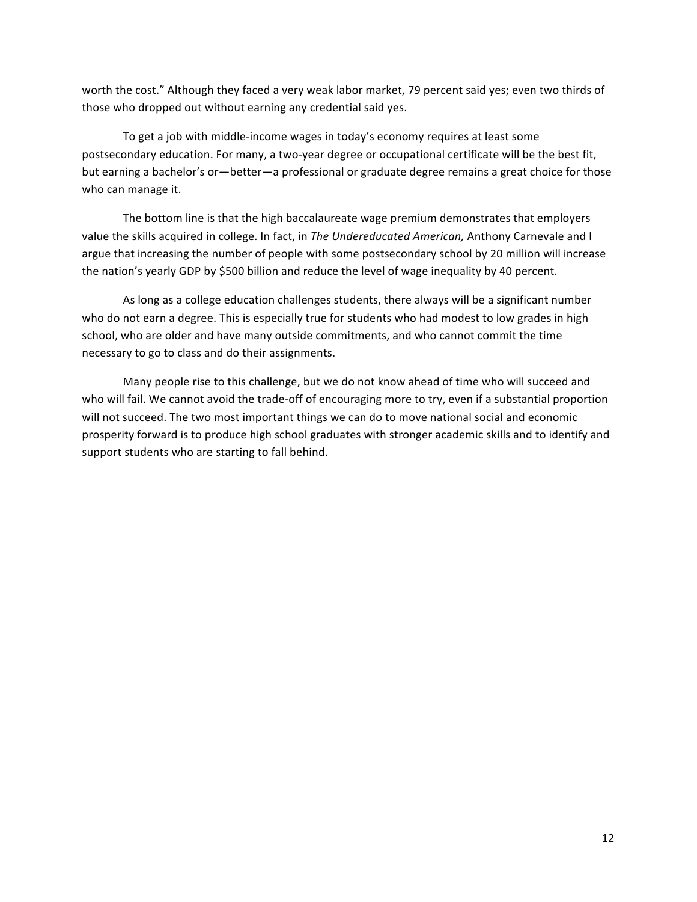worth the cost." Although they faced a very weak labor market, 79 percent said yes; even two thirds of those who dropped out without earning any credential said yes.

To get a job with middle-income wages in today's economy requires at least some postsecondary education. For many, a two-year degree or occupational certificate will be the best fit, but earning a bachelor's or—better—a professional or graduate degree remains a great choice for those who can manage it.

The bottom line is that the high baccalaureate wage premium demonstrates that employers value the skills acquired in college. In fact, in *The Undereducated American,* Anthony Carnevale and I argue that increasing the number of people with some postsecondary school by 20 million will increase the nation's yearly GDP by $500 billion and reduce the level of wage inequality by 40 percent.

As long as a college education challenges students, there always will be a significant number who do not earn a degree. This is especially true for students who had modest to low grades in high school, who are older and have many outside commitments, and who cannot commit the time necessary to go to class and do their assignments.

Many people rise to this challenge, but we do not know ahead of time who will succeed and who will fail. We cannot avoid the trade-off of encouraging more to try, even if a substantial proportion will not succeed. The two most important things we can do to move national social and economic prosperity forward is to produce high school graduates with stronger academic skills and to identify and support students who are starting to fall behind.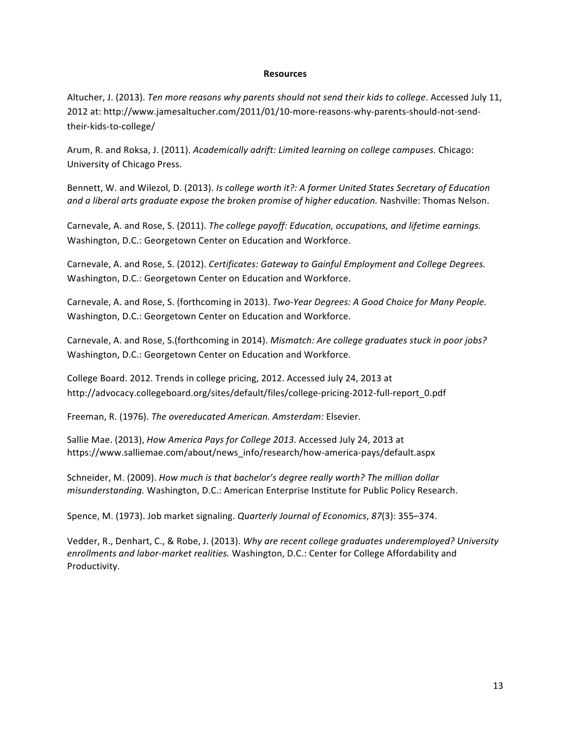**Resources**

Altucher, J. (2013). *Ten more reasons why parents should not send their kids to college*. Accessed July 11, 2012 at: http://www.jamesaltucher.com/2011/01/10-more-reasons-why-parents-should-not-send-their-kids-to-college/

Arum, R. and Roksa, J. (2011). *Academically adrift: Limited learning on college campuses.* Chicago: University of Chicago Press.

Bennett, W. and Wilezol, D. (2013). *Is college worth it?: A former United States Secretary of Education and a liberal arts graduate expose the broken promise of higher education.* Nashville: Thomas Nelson.

Carnevale, A. and Rose, S. (2011). *The college payoff: Education, occupations, and lifetime earnings.* Washington, D.C.: Georgetown Center on Education and Workforce.

Carnevale, A. and Rose, S. (2012). *Certificates: Gateway to Gainful Employment and College Degrees.* Washington, D.C.: Georgetown Center on Education and Workforce.

Carnevale, A. and Rose, S. (forthcoming in 2013). *Two-Year Degrees: A Good Choice for Many People.* Washington, D.C.: Georgetown Center on Education and Workforce.

Carnevale, A. and Rose, S.(forthcoming in 2014). *Mismatch: Are college graduates stuck in poor jobs?* Washington, D.C.: Georgetown Center on Education and Workforce.

College Board. 2012. Trends in college pricing, 2012. Accessed July 24, 2013 at http://advocacy.collegeboard.org/sites/default/files/college-pricing-2012-full-report_0.pdf

Freeman, R. (1976). *The overeducated American. Amsterdam:* Elsevier.

Sallie Mae. (2013), *How America Pays for College 2013.* Accessed July 24, 2013 at https://www.salliemae.com/about/news_info/research/how-america-pays/default.aspx

Schneider, M. (2009). *How much is that bachelor's degree really worth? The million dollar misunderstanding.* Washington, D.C.: American Enterprise Institute for Public Policy Research.

Spence, M. (1973). Job market signaling. *Quarterly Journal of Economics*, *87*(3): 355–374.

Vedder, R., Denhart, C., & Robe, J. (2013). *Why are recent college graduates underemployed? University enrollments and labor-market realities.* Washington, D.C.: Center for College Affordability and Productivity.